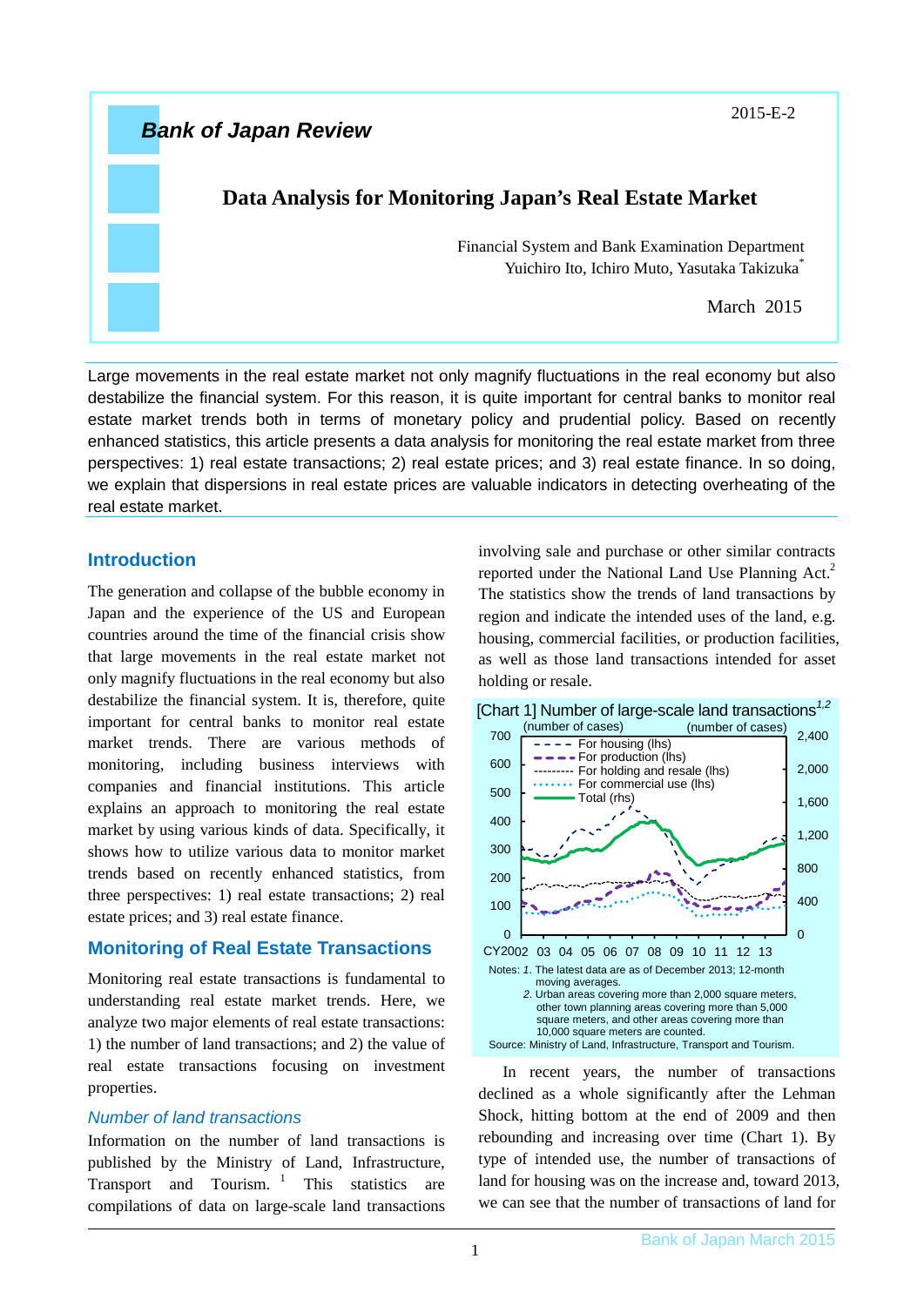2015-E-2

**Bank of Japan Review**

# Data Analysis for Monitoring Japan's Real Estate Market

Financial System and Bank Examination Department
Yuichiro Ito, Ichiro Muto, Yasutaka Takizuka[*]

March 2015

Large movements in the real estate market not only magnify fluctuations in the real economy but also destabilize the financial system. For this reason, it is quite important for central banks to monitor real estate market trends both in terms of monetary policy and prudential policy. Based on recently enhanced statistics, this article presents a data analysis for monitoring the real estate market from three perspectives: 1) real estate transactions; 2) real estate prices; and 3) real estate finance. In so doing, we explain that dispersions in real estate prices are valuable indicators in detecting overheating of the real estate market.

## Introduction

The generation and collapse of the bubble economy in Japan and the experience of the US and European countries around the time of the financial crisis show that large movements in the real estate market not only magnify fluctuations in the real economy but also destabilize the financial system. It is, therefore, quite important for central banks to monitor real estate market trends. There are various methods of monitoring, including business interviews with companies and financial institutions. This article explains an approach to monitoring the real estate market by using various kinds of data. Specifically, it shows how to utilize various data to monitor market trends based on recently enhanced statistics, from three perspectives: 1) real estate transactions; 2) real estate prices; and 3) real estate finance.

## Monitoring of Real Estate Transactions

Monitoring real estate transactions is fundamental to understanding real estate market trends. Here, we analyze two major elements of real estate transactions: 1) the number of land transactions; and 2) the value of real estate transactions focusing on investment properties.

### *Number of land transactions*

Information on the number of land transactions is published by the Ministry of Land, Infrastructure, Transport and Tourism.[1] This statistics are compilations of data on large-scale land transactions involving sale and purchase or other similar contracts reported under the National Land Use Planning Act.[2] The statistics show the trends of land transactions by region and indicate the intended uses of the land, e.g. housing, commercial facilities, or production facilities, as well as those land transactions intended for asset holding or resale.

[Chart 1] Number of large-scale land transactions[1,2]

Notes: 1. The latest data are as of December 2013; 12-month moving averages.
2. Urban areas covering more than 2,000 square meters, other town planning areas covering more than 5,000 square meters, and other areas covering more than 10,000 square meters are counted.
Source: Ministry of Land, Infrastructure, Transport and Tourism.

In recent years, the number of transactions declined as a whole significantly after the Lehman Shock, hitting bottom at the end of 2009 and then rebounding and increasing over time (Chart 1). By type of intended use, the number of transactions of land for housing was on the increase and, toward 2013, we can see that the number of transactions of land for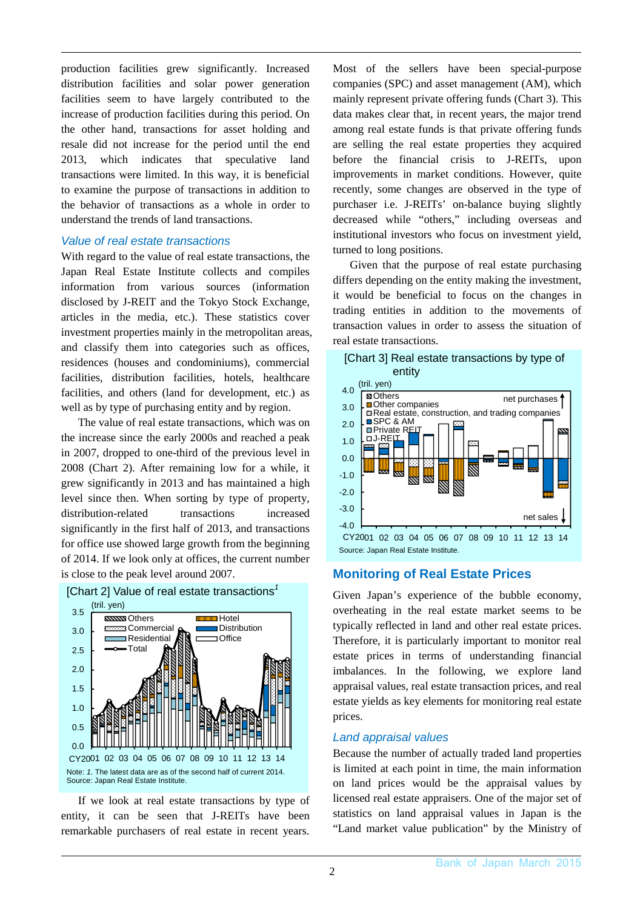production facilities grew significantly. Increased distribution facilities and solar power generation facilities seem to have largely contributed to the increase of production facilities during this period. On the other hand, transactions for asset holding and resale did not increase for the period until the end 2013, which indicates that speculative land transactions were limited. In this way, it is beneficial to examine the purpose of transactions in addition to the behavior of transactions as a whole in order to understand the trends of land transactions.

### *Value of real estate transactions*

With regard to the value of real estate transactions, the Japan Real Estate Institute collects and compiles information from various sources (information disclosed by J-REIT and the Tokyo Stock Exchange, articles in the media, etc.). These statistics cover investment properties mainly in the metropolitan areas, and classify them into categories such as offices, residences (houses and condominiums), commercial facilities, distribution facilities, hotels, healthcare facilities, and others (land for development, etc.) as well as by type of purchasing entity and by region.

The value of real estate transactions, which was on the increase since the early 2000s and reached a peak in 2007, dropped to one-third of the previous level in 2008 (Chart 2). After remaining low for a while, it grew significantly in 2013 and has maintained a high level since then. When sorting by type of property, distribution-related transactions increased significantly in the first half of 2013, and transactions for office use showed large growth from the beginning of 2014. If we look only at offices, the current number is close to the peak level around 2007.

[Chart 2] Value of real estate transactions[1]

Note: *1.* The latest data are as of the second half of current 2014.
Source: Japan Real Estate Institute.

If we look at real estate transactions by type of entity, it can be seen that J-REITs have been remarkable purchasers of real estate in recent years. Most of the sellers have been special-purpose companies (SPC) and asset management (AM), which mainly represent private offering funds (Chart 3). This data makes clear that, in recent years, the major trend among real estate funds is that private offering funds are selling the real estate properties they acquired before the financial crisis to J-REITs, upon improvements in market conditions. However, quite recently, some changes are observed in the type of purchaser i.e. J-REITs' on-balance buying slightly decreased while "others," including overseas and institutional investors who focus on investment yield, turned to long positions.

Given that the purpose of real estate purchasing differs depending on the entity making the investment, it would be beneficial to focus on the changes in trading entities in addition to the movements of transaction values in order to assess the situation of real estate transactions.

[Chart 3] Real estate transactions by type of entity

Source: Japan Real Estate Institute.

## Monitoring of Real Estate Prices

Given Japan's experience of the bubble economy, overheating in the real estate market seems to be typically reflected in land and other real estate prices. Therefore, it is particularly important to monitor real estate prices in terms of understanding financial imbalances. In the following, we explore land appraisal values, real estate transaction prices, and real estate yields as key elements for monitoring real estate prices.

### *Land appraisal values*

Because the number of actually traded land properties is limited at each point in time, the main information on land prices would be the appraisal values by licensed real estate appraisers. One of the major set of statistics on land appraisal values in Japan is the "Land market value publication" by the Ministry of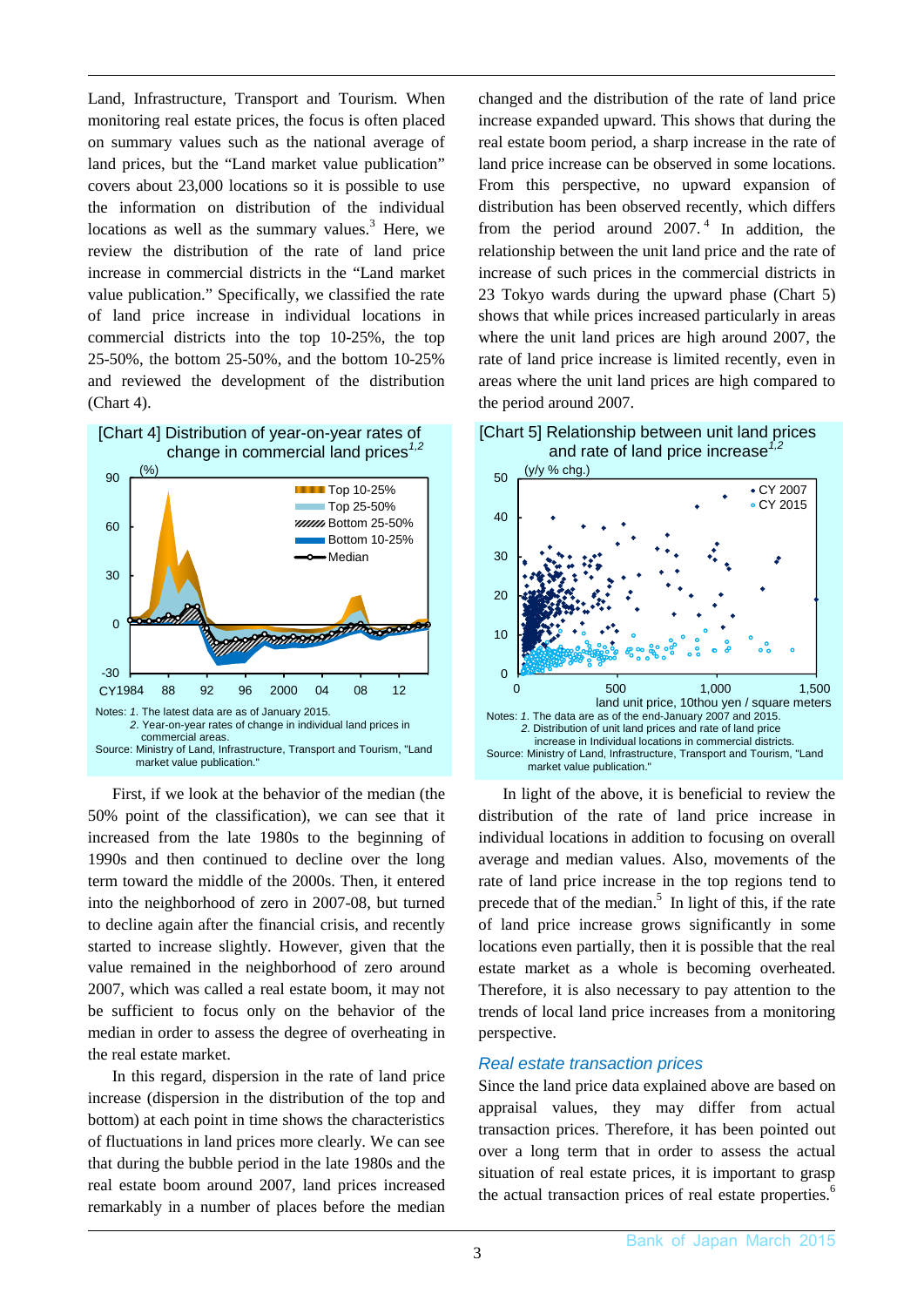Land, Infrastructure, Transport and Tourism. When monitoring real estate prices, the focus is often placed on summary values such as the national average of land prices, but the "Land market value publication" covers about 23,000 locations so it is possible to use the information on distribution of the individual locations as well as the summary values.[3] Here, we review the distribution of the rate of land price increase in commercial districts in the "Land market value publication." Specifically, we classified the rate of land price increase in individual locations in commercial districts into the top 10-25%, the top 25-50%, the bottom 25-50%, and the bottom 10-25% and reviewed the development of the distribution (Chart 4).

[Chart 4] Distribution of year-on-year rates of change in commercial land prices[1,2]

Notes: 1. The latest data are as of January 2015.
2. Year-on-year rates of change in individual land prices in commercial areas.
Source: Ministry of Land, Infrastructure, Transport and Tourism, "Land market value publication."

First, if we look at the behavior of the median (the 50% point of the classification), we can see that it increased from the late 1980s to the beginning of 1990s and then continued to decline over the long term toward the middle of the 2000s. Then, it entered into the neighborhood of zero in 2007-08, but turned to decline again after the financial crisis, and recently started to increase slightly. However, given that the value remained in the neighborhood of zero around 2007, which was called a real estate boom, it may not be sufficient to focus only on the behavior of the median in order to assess the degree of overheating in the real estate market.

In this regard, dispersion in the rate of land price increase (dispersion in the distribution of the top and bottom) at each point in time shows the characteristics of fluctuations in land prices more clearly. We can see that during the bubble period in the late 1980s and the real estate boom around 2007, land prices increased remarkably in a number of places before the median changed and the distribution of the rate of land price increase expanded upward. This shows that during the real estate boom period, a sharp increase in the rate of land price increase can be observed in some locations. From this perspective, no upward expansion of distribution has been observed recently, which differs from the period around 2007.[4] In addition, the relationship between the unit land price and the rate of increase of such prices in the commercial districts in 23 Tokyo wards during the upward phase (Chart 5) shows that while prices increased particularly in areas where the unit land prices are high around 2007, the rate of land price increase is limited recently, even in areas where the unit land prices are high compared to the period around 2007.

[Chart 5] Relationship between unit land prices and rate of land price increase[1,2]

Notes: 1. The data are as of the end-January 2007 and 2015.
2. Distribution of unit land prices and rate of land price increase in Individual locations in commercial districts.
Source: Ministry of Land, Infrastructure, Transport and Tourism, "Land market value publication."

In light of the above, it is beneficial to review the distribution of the rate of land price increase in individual locations in addition to focusing on overall average and median values. Also, movements of the rate of land price increase in the top regions tend to precede that of the median.[5] In light of this, if the rate of land price increase grows significantly in some locations even partially, then it is possible that the real estate market as a whole is becoming overheated. Therefore, it is also necessary to pay attention to the trends of local land price increases from a monitoring perspective.

### *Real estate transaction prices*

Since the land price data explained above are based on appraisal values, they may differ from actual transaction prices. Therefore, it has been pointed out over a long term that in order to assess the actual situation of real estate prices, it is important to grasp the actual transaction prices of real estate properties.[6]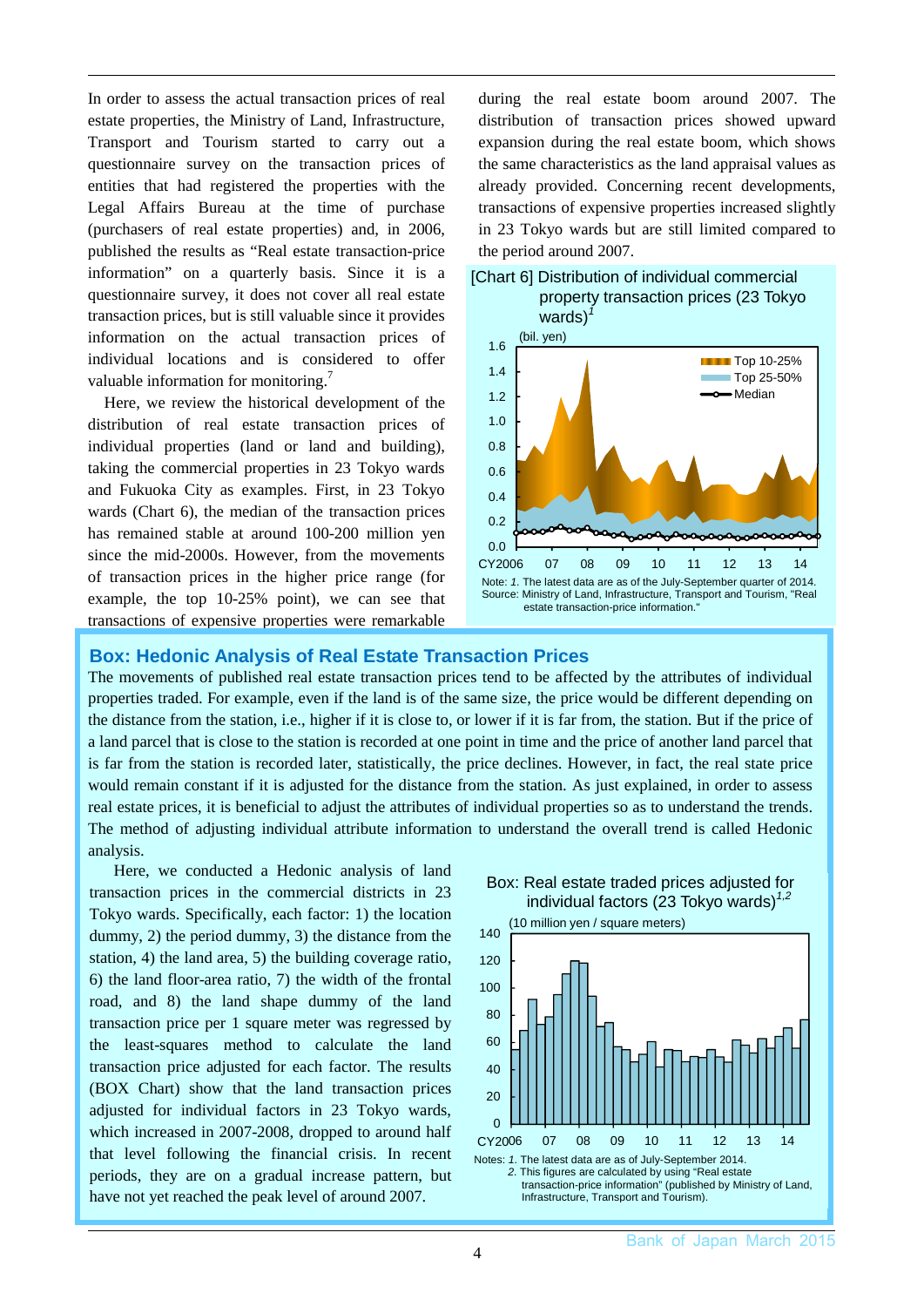In order to assess the actual transaction prices of real estate properties, the Ministry of Land, Infrastructure, Transport and Tourism started to carry out a questionnaire survey on the transaction prices of entities that had registered the properties with the Legal Affairs Bureau at the time of purchase (purchasers of real estate properties) and, in 2006, published the results as "Real estate transaction-price information" on a quarterly basis. Since it is a questionnaire survey, it does not cover all real estate transaction prices, but is still valuable since it provides information on the actual transaction prices of individual locations and is considered to offer valuable information for monitoring.[7]

Here, we review the historical development of the distribution of real estate transaction prices of individual properties (land or land and building), taking the commercial properties in 23 Tokyo wards and Fukuoka City as examples. First, in 23 Tokyo wards (Chart 6), the median of the transaction prices has remained stable at around 100-200 million yen since the mid-2000s. However, from the movements of transaction prices in the higher price range (for example, the top 10-25% point), we can see that transactions of expensive properties were remarkable during the real estate boom around 2007. The distribution of transaction prices showed upward expansion during the real estate boom, which shows the same characteristics as the land appraisal values as already provided. Concerning recent developments, transactions of expensive properties increased slightly in 23 Tokyo wards but are still limited compared to the period around 2007.

[Chart 6] Distribution of individual commercial property transaction prices (23 Tokyo wards)[1]

Note: *1.* The latest data are as of the July-September quarter of 2014.
Source: Ministry of Land, Infrastructure, Transport and Tourism, "Real estate transaction-price information."

## Box: Hedonic Analysis of Real Estate Transaction Prices

The movements of published real estate transaction prices tend to be affected by the attributes of individual properties traded. For example, even if the land is of the same size, the price would be different depending on the distance from the station, i.e., higher if it is close to, or lower if it is far from, the station. But if the price of a land parcel that is close to the station is recorded at one point in time and the price of another land parcel that is far from the station is recorded later, statistically, the price declines. However, in fact, the real state price would remain constant if it is adjusted for the distance from the station. As just explained, in order to assess real estate prices, it is beneficial to adjust the attributes of individual properties so as to understand the trends. The method of adjusting individual attribute information to understand the overall trend is called Hedonic analysis.

Here, we conducted a Hedonic analysis of land transaction prices in the commercial districts in 23 Tokyo wards. Specifically, each factor: 1) the location dummy, 2) the period dummy, 3) the distance from the station, 4) the land area, 5) the building coverage ratio, 6) the land floor-area ratio, 7) the width of the frontal road, and 8) the land shape dummy of the land transaction price per 1 square meter was regressed by the least-squares method to calculate the land transaction price adjusted for each factor. The results (BOX Chart) show that the land transaction prices adjusted for individual factors in 23 Tokyo wards, which increased in 2007-2008, dropped to around half that level following the financial crisis. In recent periods, they are on a gradual increase pattern, but have not yet reached the peak level of around 2007.

Box: Real estate traded prices adjusted for individual factors (23 Tokyo wards)[1,2]

Notes: *1.* The latest data are as of July-September 2014.
*2.* This figures are calculated by using "Real estate transaction-price information" (published by Ministry of Land, Infrastructure, Transport and Tourism).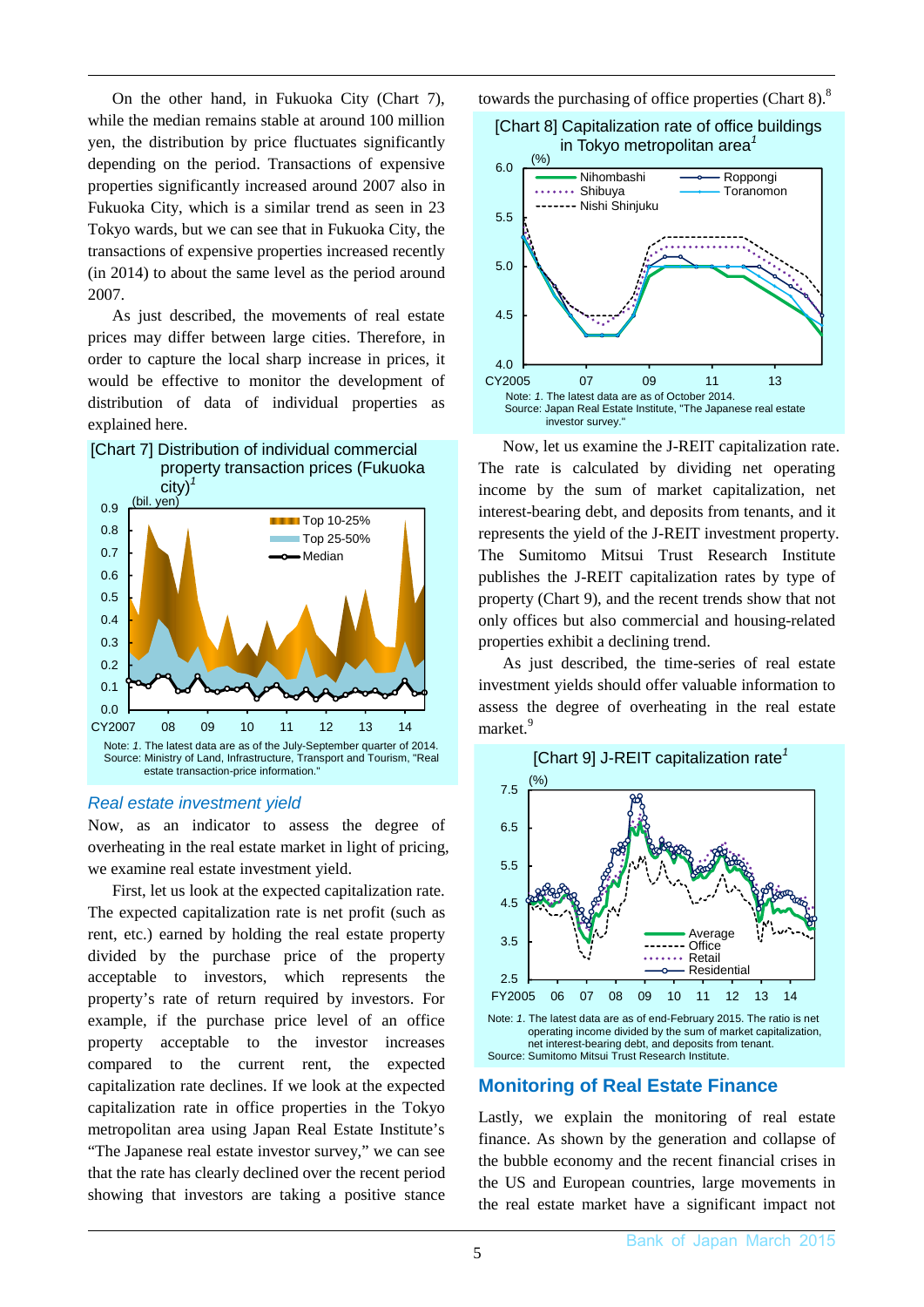On the other hand, in Fukuoka City (Chart 7), while the median remains stable at around 100 million yen, the distribution by price fluctuates significantly depending on the period. Transactions of expensive properties significantly increased around 2007 also in Fukuoka City, which is a similar trend as seen in 23 Tokyo wards, but we can see that in Fukuoka City, the transactions of expensive properties increased recently (in 2014) to about the same level as the period around 2007.

As just described, the movements of real estate prices may differ between large cities. Therefore, in order to capture the local sharp increase in prices, it would be effective to monitor the development of distribution of data of individual properties as explained here.

[Chart 7] Distribution of individual commercial property transaction prices (Fukuoka city)[1]

Note: 1. The latest data are as of the July-September quarter of 2014.
Source: Ministry of Land, Infrastructure, Transport and Tourism, "Real estate transaction-price information."

### *Real estate investment yield*

Now, as an indicator to assess the degree of overheating in the real estate market in light of pricing, we examine real estate investment yield.

First, let us look at the expected capitalization rate. The expected capitalization rate is net profit (such as rent, etc.) earned by holding the real estate property divided by the purchase price of the property acceptable to investors, which represents the property's rate of return required by investors. For example, if the purchase price level of an office property acceptable to the investor increases compared to the current rent, the expected capitalization rate declines. If we look at the expected capitalization rate in office properties in the Tokyo metropolitan area using Japan Real Estate Institute's "The Japanese real estate investor survey," we can see that the rate has clearly declined over the recent period showing that investors are taking a positive stance towards the purchasing of office properties (Chart 8).[8]

[Chart 8] Capitalization rate of office buildings in Tokyo metropolitan area[1]

Note: 1. The latest data are as of October 2014.
Source: Japan Real Estate Institute, "The Japanese real estate investor survey."

Now, let us examine the J-REIT capitalization rate. The rate is calculated by dividing net operating income by the sum of market capitalization, net interest-bearing debt, and deposits from tenants, and it represents the yield of the J-REIT investment property. The Sumitomo Mitsui Trust Research Institute publishes the J-REIT capitalization rates by type of property (Chart 9), and the recent trends show that not only offices but also commercial and housing-related properties exhibit a declining trend.

As just described, the time-series of real estate investment yields should offer valuable information to assess the degree of overheating in the real estate market.[9]

[Chart 9] J-REIT capitalization rate[1]

Note: 1. The latest data are as of end-February 2015. The ratio is net operating income divided by the sum of market capitalization, net interest-bearing debt, and deposits from tenant.
Source: Sumitomo Mitsui Trust Research Institute.

## Monitoring of Real Estate Finance

Lastly, we explain the monitoring of real estate finance. As shown by the generation and collapse of the bubble economy and the recent financial crises in the US and European countries, large movements in the real estate market have a significant impact not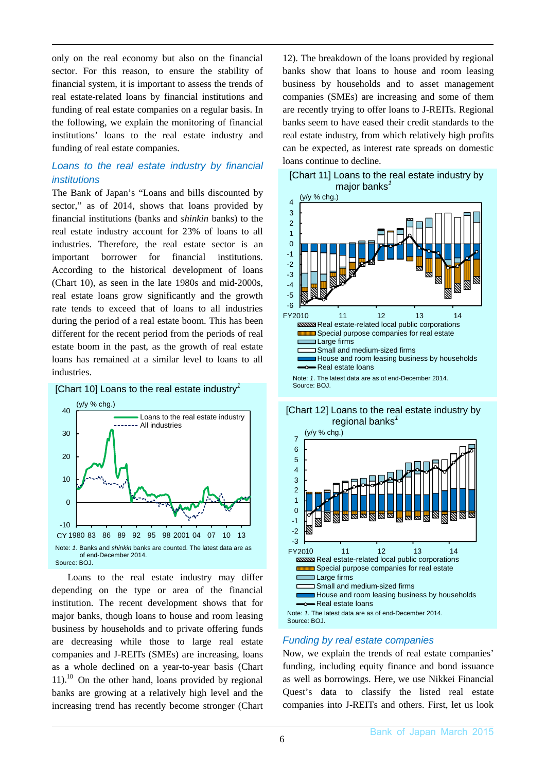only on the real economy but also on the financial sector. For this reason, to ensure the stability of financial system, it is important to assess the trends of real estate-related loans by financial institutions and funding of real estate companies on a regular basis. In the following, we explain the monitoring of financial institutions' loans to the real estate industry and funding of real estate companies.

### *Loans to the real estate industry by financial institutions*

The Bank of Japan's "Loans and bills discounted by sector," as of 2014, shows that loans provided by financial institutions (banks and *shinkin* banks) to the real estate industry account for 23% of loans to all industries. Therefore, the real estate sector is an important borrower for financial institutions. According to the historical development of loans (Chart 10), as seen in the late 1980s and mid-2000s, real estate loans grow significantly and the growth rate tends to exceed that of loans to all industries during the period of a real estate boom. This has been different for the recent period from the periods of real estate boom in the past, as the growth of real estate loans has remained at a similar level to loans to all industries.

[Chart 10] Loans to the real estate industry[1]

(y/y % chg.)

Loans to the real estate industry
All industries

CY 1980 83 86 89 92 95 98 2001 04 07 10 13

Note: *1*. Banks and *shinkin* banks are counted. The latest data are as of end-December 2014.
Source: BOJ.

Loans to the real estate industry may differ depending on the type or area of the financial institution. The recent development shows that for major banks, though loans to house and room leasing business by households and to private offering funds are decreasing while those to large real estate companies and J-REITs (SMEs) are increasing, loans as a whole declined on a year-to-year basis (Chart 11).[10] On the other hand, loans provided by regional banks are growing at a relatively high level and the increasing trend has recently become stronger (Chart 12). The breakdown of the loans provided by regional banks show that loans to house and room leasing business by households and to asset management companies (SMEs) are increasing and some of them are recently trying to offer loans to J-REITs. Regional banks seem to have eased their credit standards to the real estate industry, from which relatively high profits can be expected, as interest rate spreads on domestic loans continue to decline.

[Chart 11] Loans to the real estate industry by major banks[1]

(y/y % chg.)

FY2010 11 12 13 14

- Real estate-related local public corporations
- Special purpose companies for real estate
- Large firms
- Small and medium-sized firms
- House and room leasing business by households
- Real estate loans

Note: *1*. The latest data are as of end-December 2014.
Source: BOJ.

[Chart 12] Loans to the real estate industry by regional banks[1]

(y/y % chg.)

FY2010 11 12 13 14

- Real estate-related local public corporations
- Special purpose companies for real estate
- Large firms
- Small and medium-sized firms
- House and room leasing business by households
- Real estate loans

Note: *1*. The latest data are as of end-December 2014.
Source: BOJ.

### *Funding by real estate companies*

Now, we explain the trends of real estate companies' funding, including equity finance and bond issuance as well as borrowings. Here, we use Nikkei Financial Quest's data to classify the listed real estate companies into J-REITs and others. First, let us look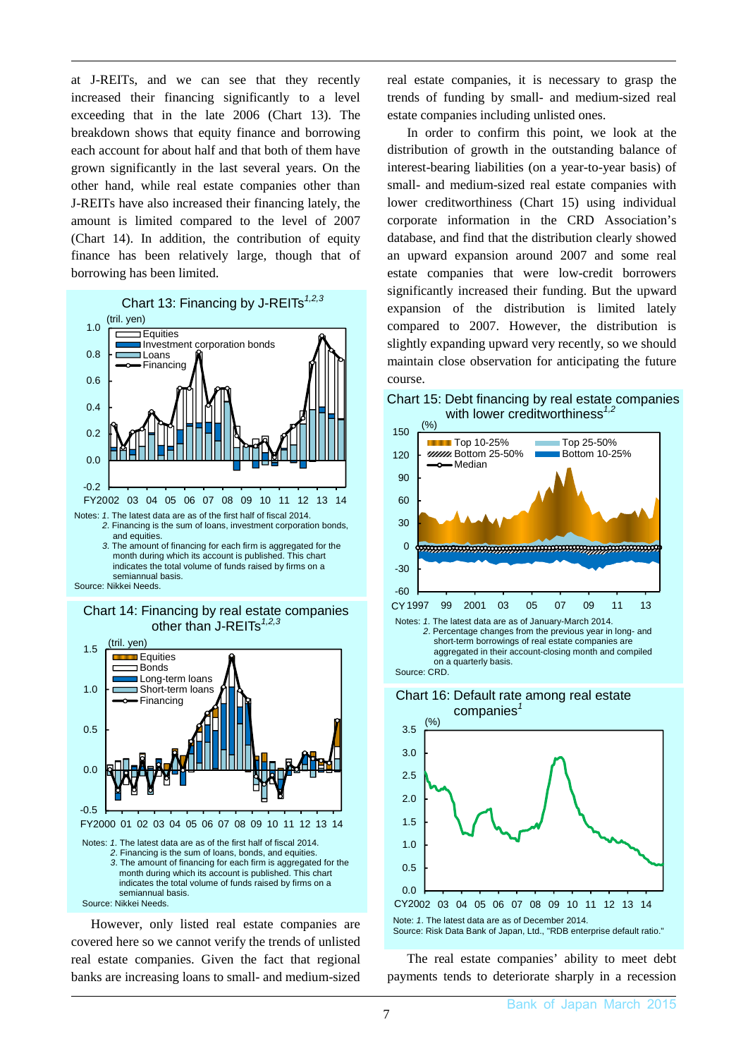at J-REITs, and we can see that they recently increased their financing significantly to a level exceeding that in the late 2006 (Chart 13). The breakdown shows that equity finance and borrowing each account for about half and that both of them have grown significantly in the last several years. On the other hand, while real estate companies other than J-REITs have also increased their financing lately, the amount is limited compared to the level of 2007 (Chart 14). In addition, the contribution of equity finance has been relatively large, though that of borrowing has been limited.

**Chart 13: Financing by J-REITs[1,2,3]**

Notes: 1. The latest data are as of the first half of fiscal 2014.
2. Financing is the sum of loans, investment corporation bonds, and equities.
3. The amount of financing for each firm is aggregated for the month during which its account is published. This chart indicates the total volume of funds raised by firms on a semiannual basis.

Source: Nikkei Needs.

**Chart 14: Financing by real estate companies other than J-REITs[1,2,3]**

Notes: 1. The latest data are as of the first half of fiscal 2014.
2. Financing is the sum of loans, bonds, and equities.
3. The amount of financing for each firm is aggregated for the month during which its account is published. This chart indicates the total volume of funds raised by firms on a semiannual basis.

Source: Nikkei Needs.

However, only listed real estate companies are covered here so we cannot verify the trends of unlisted real estate companies. Given the fact that regional banks are increasing loans to small- and medium-sized real estate companies, it is necessary to grasp the trends of funding by small- and medium-sized real estate companies including unlisted ones.

In order to confirm this point, we look at the distribution of growth in the outstanding balance of interest-bearing liabilities (on a year-to-year basis) of small- and medium-sized real estate companies with lower creditworthiness (Chart 15) using individual corporate information in the CRD Association's database, and find that the distribution clearly showed an upward expansion around 2007 and some real estate companies that were low-credit borrowers significantly increased their funding. But the upward expansion of the distribution is limited lately compared to 2007. However, the distribution is slightly expanding upward very recently, so we should maintain close observation for anticipating the future course.

**Chart 15: Debt financing by real estate companies with lower creditworthiness[1,2]**

Notes: 1. The latest data are as of January-March 2014.
2. Percentage changes from the previous year in long- and short-term borrowings of real estate companies are aggregated in their account-closing month and compiled on a quarterly basis.

Source: CRD.

**Chart 16: Default rate among real estate companies[1]**

Note: 1. The latest data are as of December 2014.

Source: Risk Data Bank of Japan, Ltd., "RDB enterprise default ratio."

The real estate companies' ability to meet debt payments tends to deteriorate sharply in a recession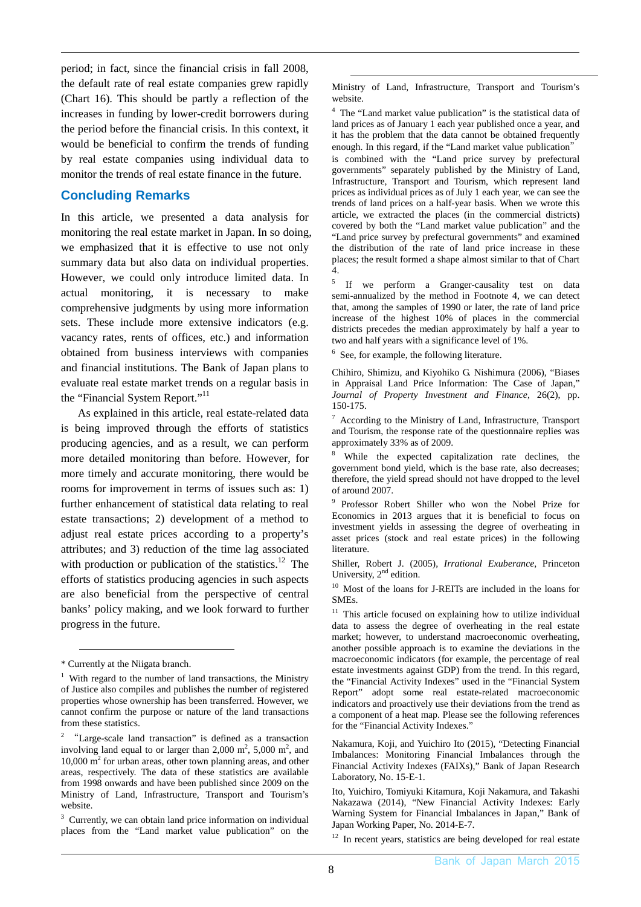period; in fact, since the financial crisis in fall 2008, the default rate of real estate companies grew rapidly (Chart 16). This should be partly a reflection of the increases in funding by lower-credit borrowers during the period before the financial crisis. In this context, it would be beneficial to confirm the trends of funding by real estate companies using individual data to monitor the trends of real estate finance in the future.

## Concluding Remarks

In this article, we presented a data analysis for monitoring the real estate market in Japan. In so doing, we emphasized that it is effective to use not only summary data but also data on individual properties. However, we could only introduce limited data. In actual monitoring, it is necessary to make comprehensive judgments by using more information sets. These include more extensive indicators (e.g. vacancy rates, rents of offices, etc.) and information obtained from business interviews with companies and financial institutions. The Bank of Japan plans to evaluate real estate market trends on a regular basis in the "Financial System Report."[11]

As explained in this article, real estate-related data is being improved through the efforts of statistics producing agencies, and as a result, we can perform more detailed monitoring than before. However, for more timely and accurate monitoring, there would be rooms for improvement in terms of issues such as: 1) further enhancement of statistical data relating to real estate transactions; 2) development of a method to adjust real estate prices according to a property's attributes; and 3) reduction of the time lag associated with production or publication of the statistics.[12] The efforts of statistics producing agencies in such aspects are also beneficial from the perspective of central banks' policy making, and we look forward to further progress in the future.

---

\* Currently at the Niigata branch.

[1] With regard to the number of land transactions, the Ministry of Justice also compiles and publishes the number of registered properties whose ownership has been transferred. However, we cannot confirm the purpose or nature of the land transactions from these statistics.

[2] "Large-scale land transaction" is defined as a transaction involving land equal to or larger than 2,000 $m^2$, 5,000 $m^2$, and 10,000 $m^2$ for urban areas, other town planning areas, and other areas, respectively. The data of these statistics are available from 1998 onwards and have been published since 2009 on the Ministry of Land, Infrastructure, Transport and Tourism's website.

[3] Currently, we can obtain land price information on individual places from the "Land market value publication" on the Ministry of Land, Infrastructure, Transport and Tourism's website.

[4] The "Land market value publication" is the statistical data of land prices as of January 1 each year published once a year, and it has the problem that the data cannot be obtained frequently enough. In this regard, if the "Land market value publication" is combined with the "Land price survey by prefectural governments" separately published by the Ministry of Land, Infrastructure, Transport and Tourism, which represent land prices as individual prices as of July 1 each year, we can see the trends of land prices on a half-year basis. When we wrote this article, we extracted the places (in the commercial districts) covered by both the "Land market value publication" and the "Land price survey by prefectural governments" and examined the distribution of the rate of land price increase in these places; the result formed a shape almost similar to that of Chart 4.

[5] If we perform a Granger-causality test on data semi-annualized by the method in Footnote 4, we can detect that, among the samples of 1990 or later, the rate of land price increase of the highest 10% of places in the commercial districts precedes the median approximately by half a year to two and half years with a significance level of 1%.

[6] See, for example, the following literature.

Chihiro, Shimizu, and Kiyohiko G. Nishimura (2006), "Biases in Appraisal Land Price Information: The Case of Japan," *Journal of Property Investment and Finance*, 26(2), pp. 150-175.

[7] According to the Ministry of Land, Infrastructure, Transport and Tourism, the response rate of the questionnaire replies was approximately 33% as of 2009.

[8] While the expected capitalization rate declines, the government bond yield, which is the base rate, also decreases; therefore, the yield spread should not have dropped to the level of around 2007.

[9] Professor Robert Shiller who won the Nobel Prize for Economics in 2013 argues that it is beneficial to focus on investment yields in assessing the degree of overheating in asset prices (stock and real estate prices) in the following literature.

Shiller, Robert J. (2005), *Irrational Exuberance*, Princeton University, 2nd edition.

[10] Most of the loans for J-REITs are included in the loans for SMEs.

[11] This article focused on explaining how to utilize individual data to assess the degree of overheating in the real estate market; however, to understand macroeconomic overheating, another possible approach is to examine the deviations in the macroeconomic indicators (for example, the percentage of real estate investments against GDP) from the trend. In this regard, the "Financial Activity Indexes" used in the "Financial System Report" adopt some real estate-related macroeconomic indicators and proactively use their deviations from the trend as a component of a heat map. Please see the following references for the "Financial Activity Indexes."

Nakamura, Koji, and Yuichiro Ito (2015), "Detecting Financial Imbalances: Monitoring Financial Imbalances through the Financial Activity Indexes (FAIXs)," Bank of Japan Research Laboratory, No. 15-E-1.

Ito, Yuichiro, Tomiyuki Kitamura, Koji Nakamura, and Takashi Nakazawa (2014), "New Financial Activity Indexes: Early Warning System for Financial Imbalances in Japan," Bank of Japan Working Paper, No. 2014-E-7.

[12] In recent years, statistics are being developed for real estate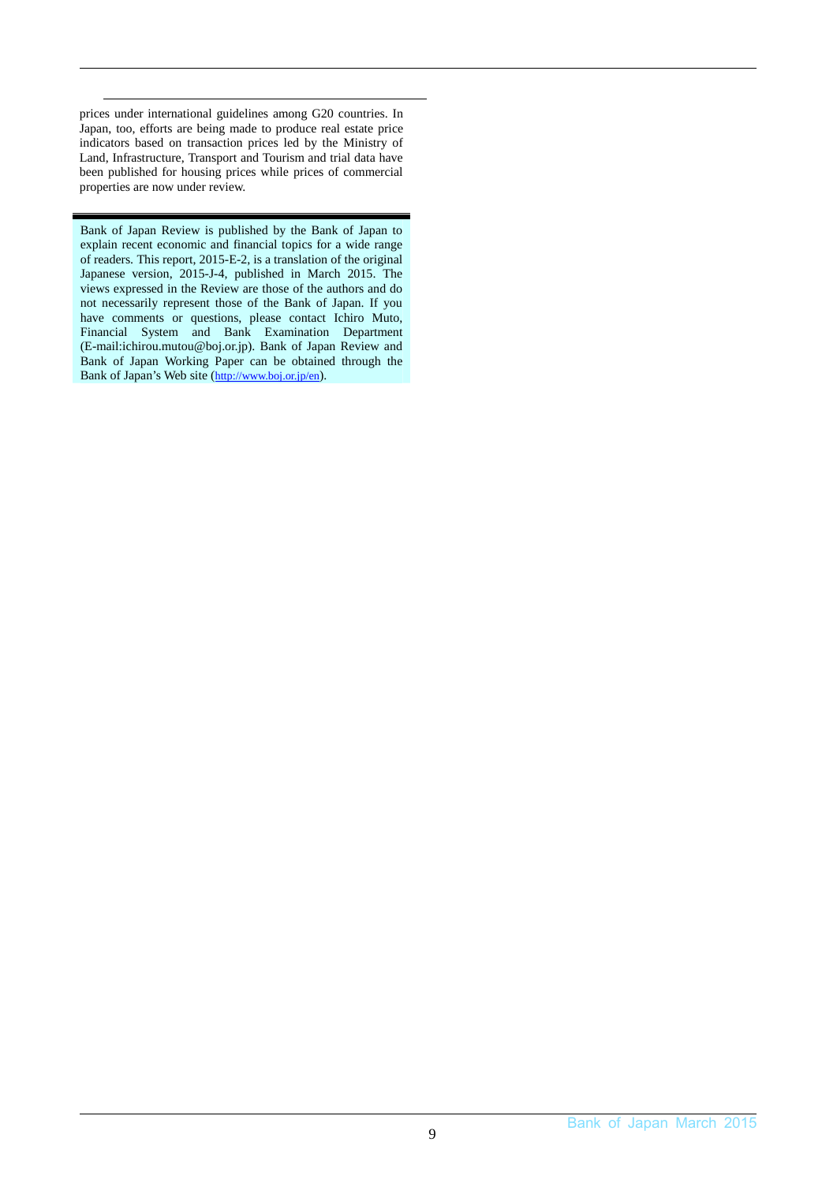prices under international guidelines among G20 countries. In Japan, too, efforts are being made to produce real estate price indicators based on transaction prices led by the Ministry of Land, Infrastructure, Transport and Tourism and trial data have been published for housing prices while prices of commercial properties are now under review.

---

Bank of Japan Review is published by the Bank of Japan to explain recent economic and financial topics for a wide range of readers. This report, 2015-E-2, is a translation of the original Japanese version, 2015-J-4, published in March 2015. The views expressed in the Review are those of the authors and do not necessarily represent those of the Bank of Japan. If you have comments or questions, please contact Ichiro Muto, Financial System and Bank Examination Department (E-mail:ichirou.mutou@boj.or.jp). Bank of Japan Review and Bank of Japan Working Paper can be obtained through the Bank of Japan's Web site (http://www.boj.or.jp/en).